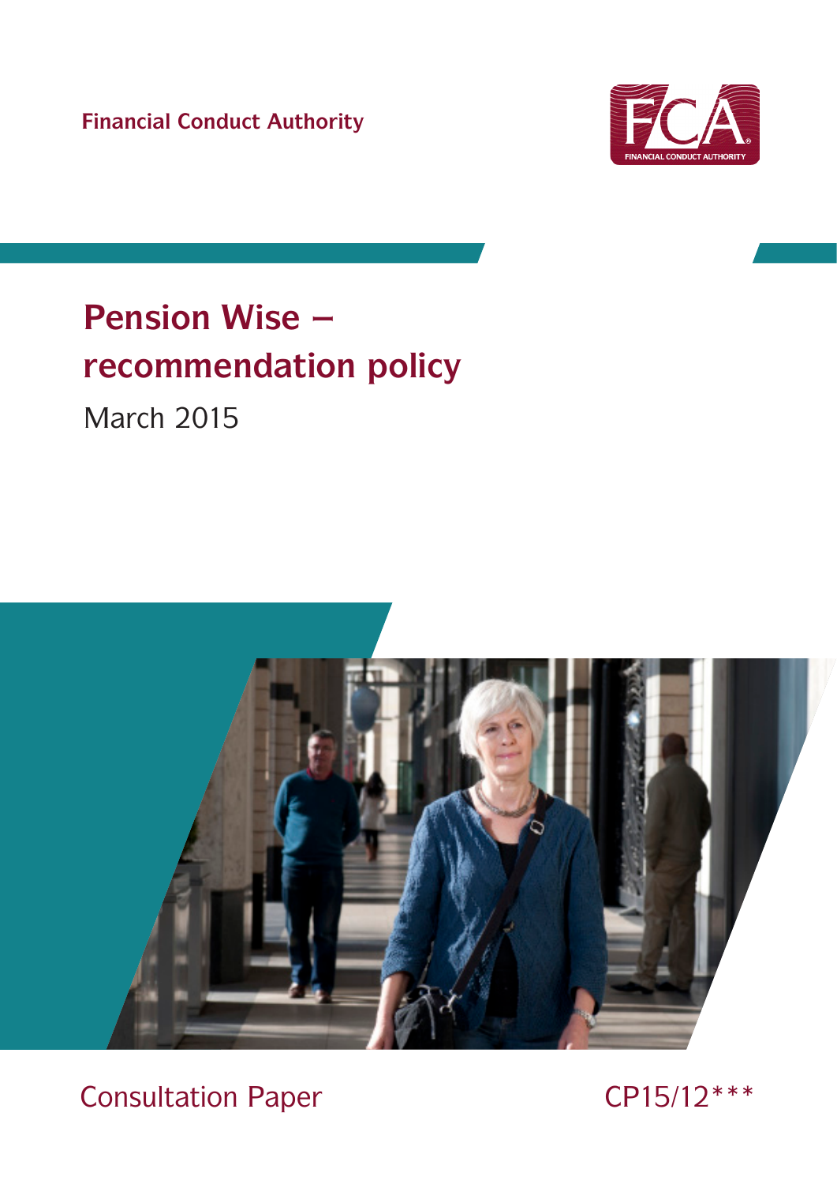Financial Conduct Authority

# Pension Wise – recommendation policy

March 2015

Consultation Paper

CP15/12***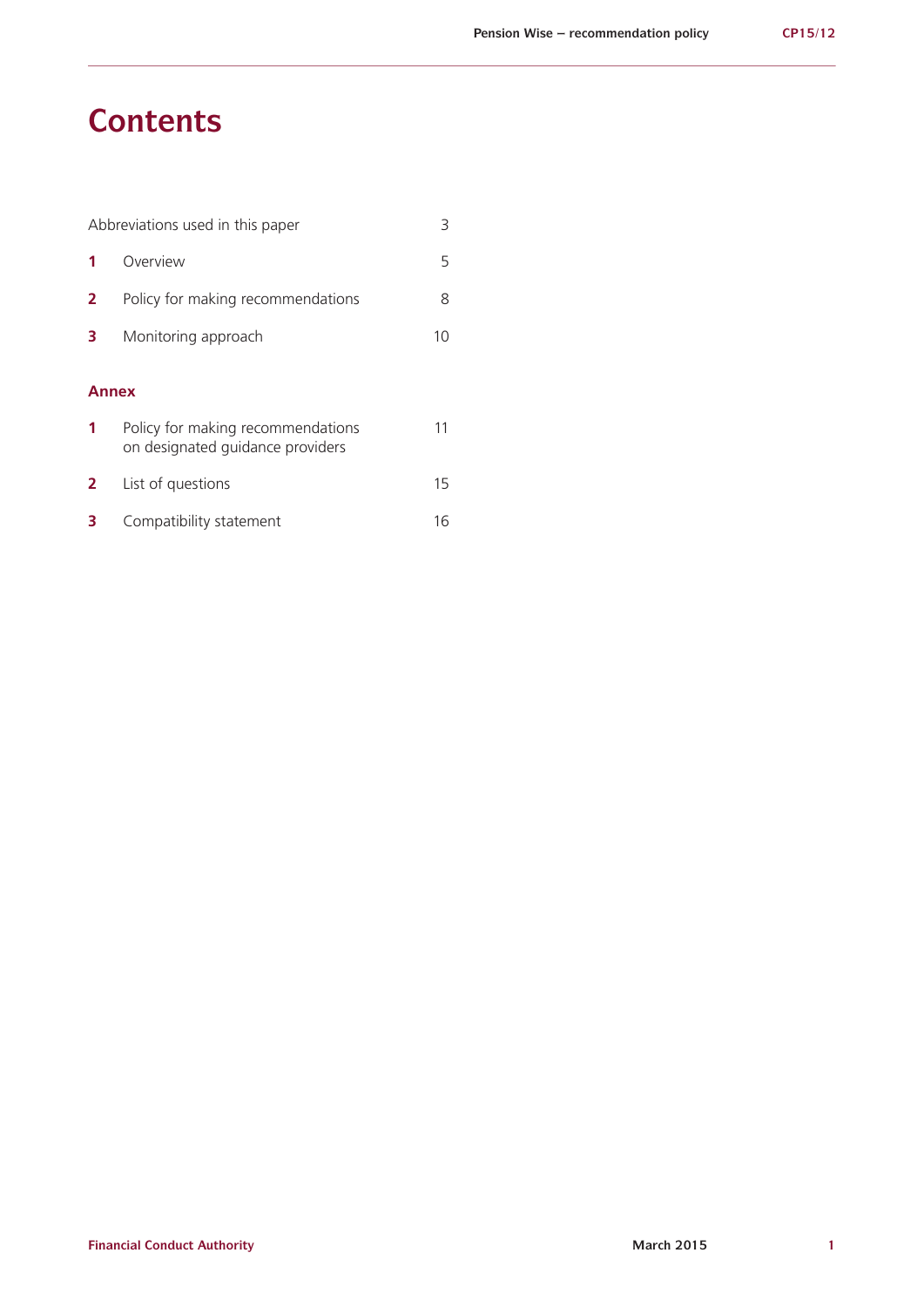# Contents

| | | |
|---|---|---|
| Abbreviations used in this paper | | 3 |
| **1** | Overview | 5 |
| **2** | Policy for making recommendations | 8 |
| **3** | Monitoring approach | 10 |

## Annex

| | | |
|---|---|---|
| **1** | Policy for making recommendations on designated guidance providers | 11 |
| **2** | List of questions | 15 |
| **3** | Compatibility statement | 16 |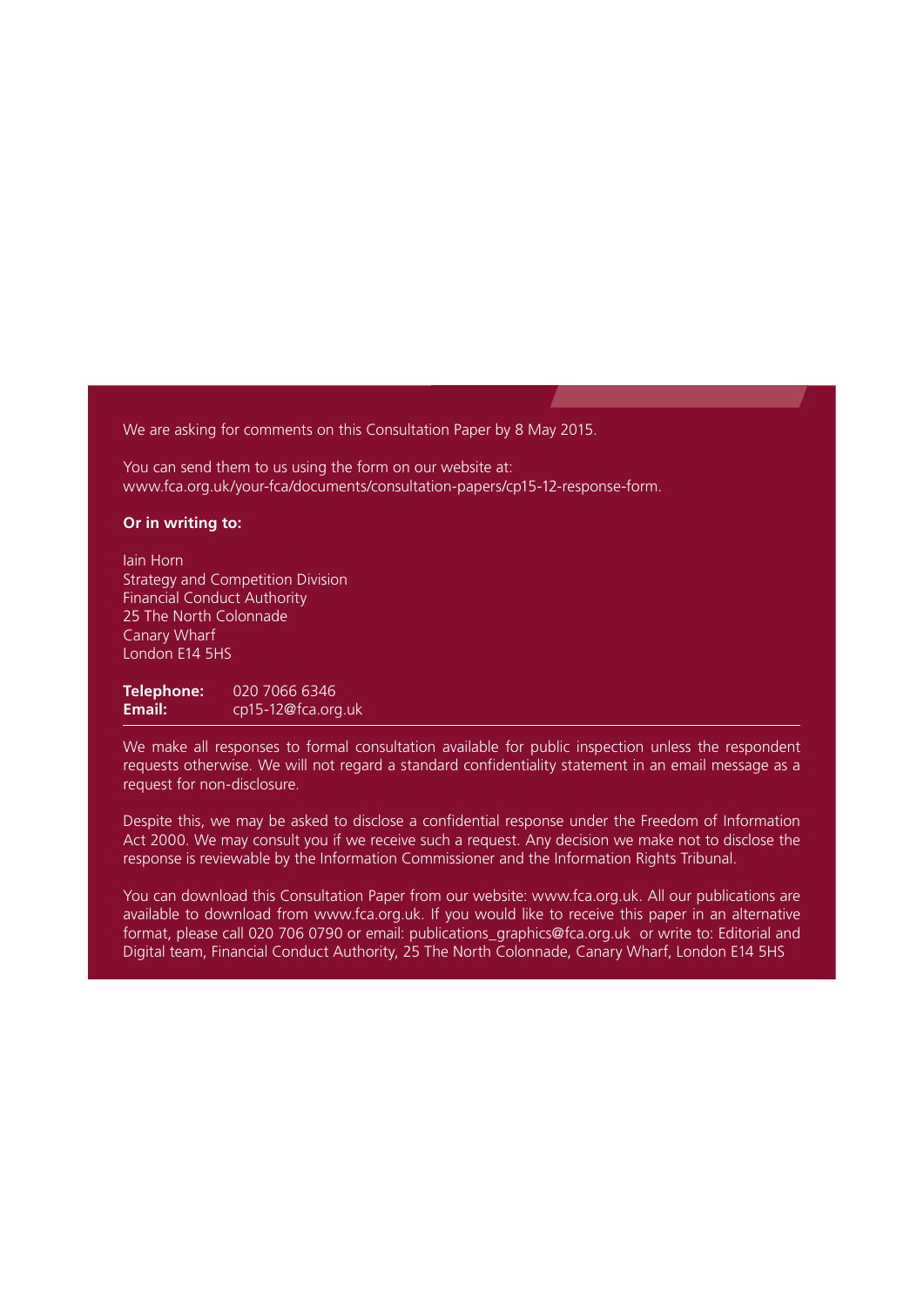We are asking for comments on this Consultation Paper by 8 May 2015.

You can send them to us using the form on our website at:
www.fca.org.uk/your-fca/documents/consultation-papers/cp15-12-response-form.

**Or in writing to:**

Iain Horn
Strategy and Competition Division
Financial Conduct Authority
25 The North Colonnade
Canary Wharf
London E14 5HS

**Telephone:** 020 7066 6346
**Email:** cp15-12@fca.org.uk

---

We make all responses to formal consultation available for public inspection unless the respondent requests otherwise. We will not regard a standard confidentiality statement in an email message as a request for non-disclosure.

Despite this, we may be asked to disclose a confidential response under the Freedom of Information Act 2000. We may consult you if we receive such a request. Any decision we make not to disclose the response is reviewable by the Information Commissioner and the Information Rights Tribunal.

You can download this Consultation Paper from our website: www.fca.org.uk. All our publications are available to download from www.fca.org.uk. If you would like to receive this paper in an alternative format, please call 020 706 0790 or email: publications_graphics@fca.org.uk or write to: Editorial and Digital team, Financial Conduct Authority, 25 The North Colonnade, Canary Wharf, London E14 5HS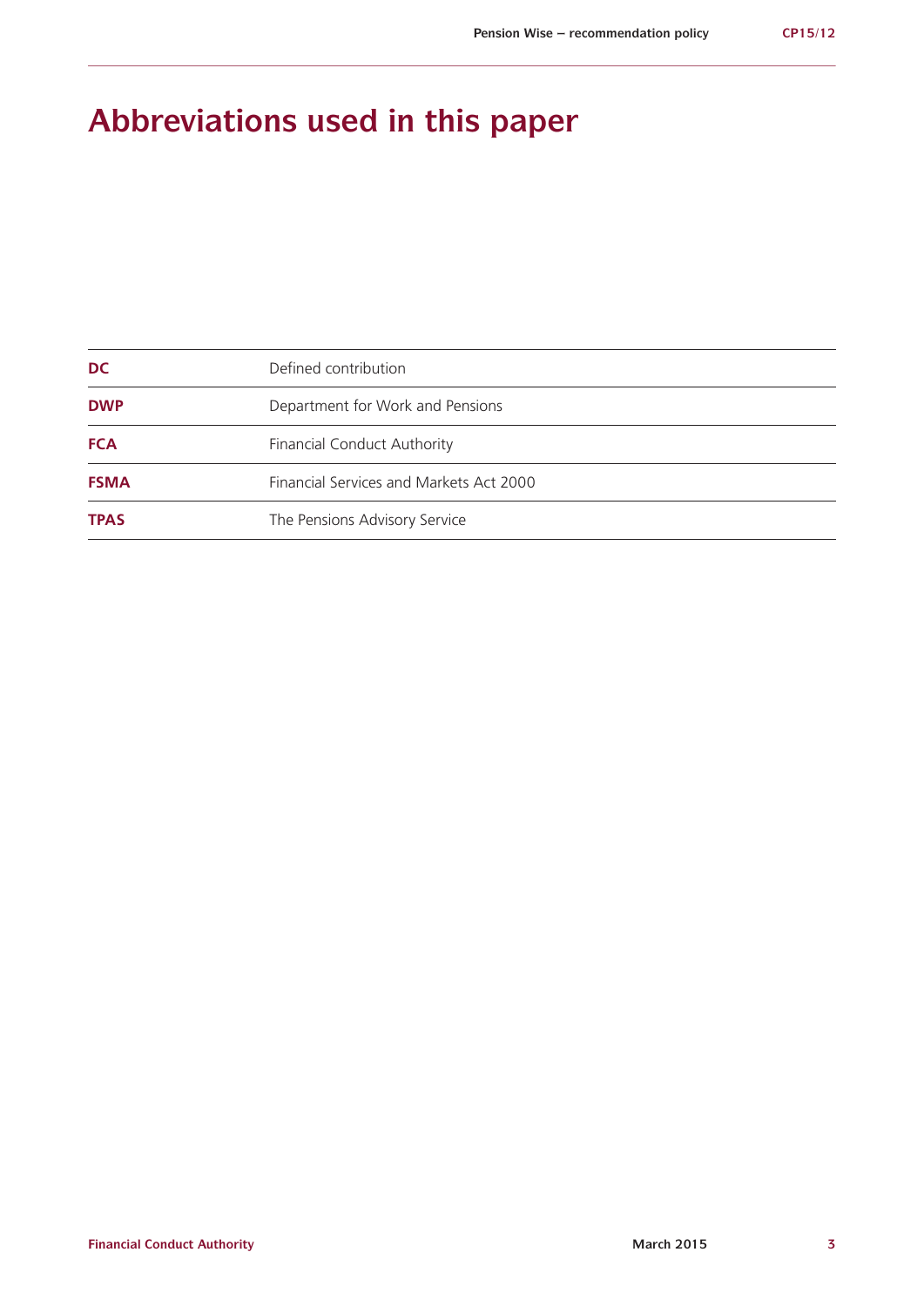# Abbreviations used in this paper

| | |
|---|---|
| **DC** | Defined contribution |
| **DWP** | Department for Work and Pensions |
| **FCA** | Financial Conduct Authority |
| **FSMA** | Financial Services and Markets Act 2000 |
| **TPAS** | The Pensions Advisory Service |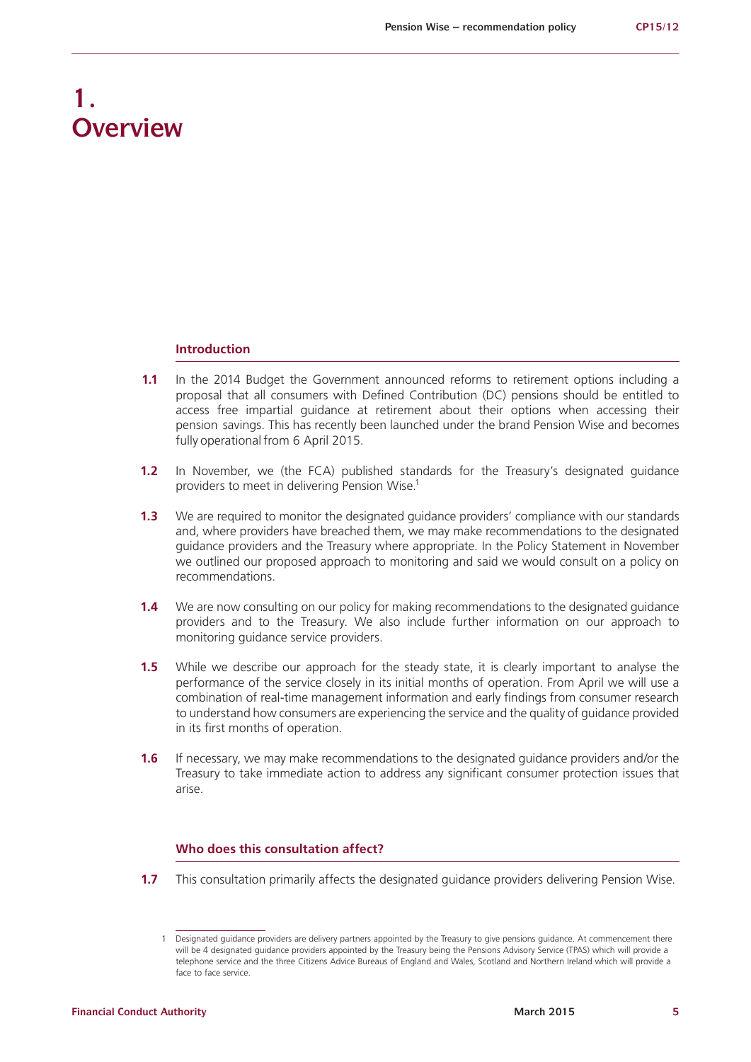# 1. Overview

## Introduction

**1.1** In the 2014 Budget the Government announced reforms to retirement options including a proposal that all consumers with Defined Contribution (DC) pensions should be entitled to access free impartial guidance at retirement about their options when accessing their pension savings. This has recently been launched under the brand Pension Wise and becomes fully operational from 6 April 2015.

**1.2** In November, we (the FCA) published standards for the Treasury's designated guidance providers to meet in delivering Pension Wise.[1]

**1.3** We are required to monitor the designated guidance providers' compliance with our standards and, where providers have breached them, we may make recommendations to the designated guidance providers and the Treasury where appropriate. In the Policy Statement in November we outlined our proposed approach to monitoring and said we would consult on a policy on recommendations.

**1.4** We are now consulting on our policy for making recommendations to the designated guidance providers and to the Treasury. We also include further information on our approach to monitoring guidance service providers.

**1.5** While we describe our approach for the steady state, it is clearly important to analyse the performance of the service closely in its initial months of operation. From April we will use a combination of real-time management information and early findings from consumer research to understand how consumers are experiencing the service and the quality of guidance provided in its first months of operation.

**1.6** If necessary, we may make recommendations to the designated guidance providers and/or the Treasury to take immediate action to address any significant consumer protection issues that arise.

## Who does this consultation affect?

**1.7** This consultation primarily affects the designated guidance providers delivering Pension Wise.

---

1 Designated guidance providers are delivery partners appointed by the Treasury to give pensions guidance. At commencement there will be 4 designated guidance providers appointed by the Treasury being the Pensions Advisory Service (TPAS) which will provide a telephone service and the three Citizens Advice Bureaus of England and Wales, Scotland and Northern Ireland which will provide a face to face service.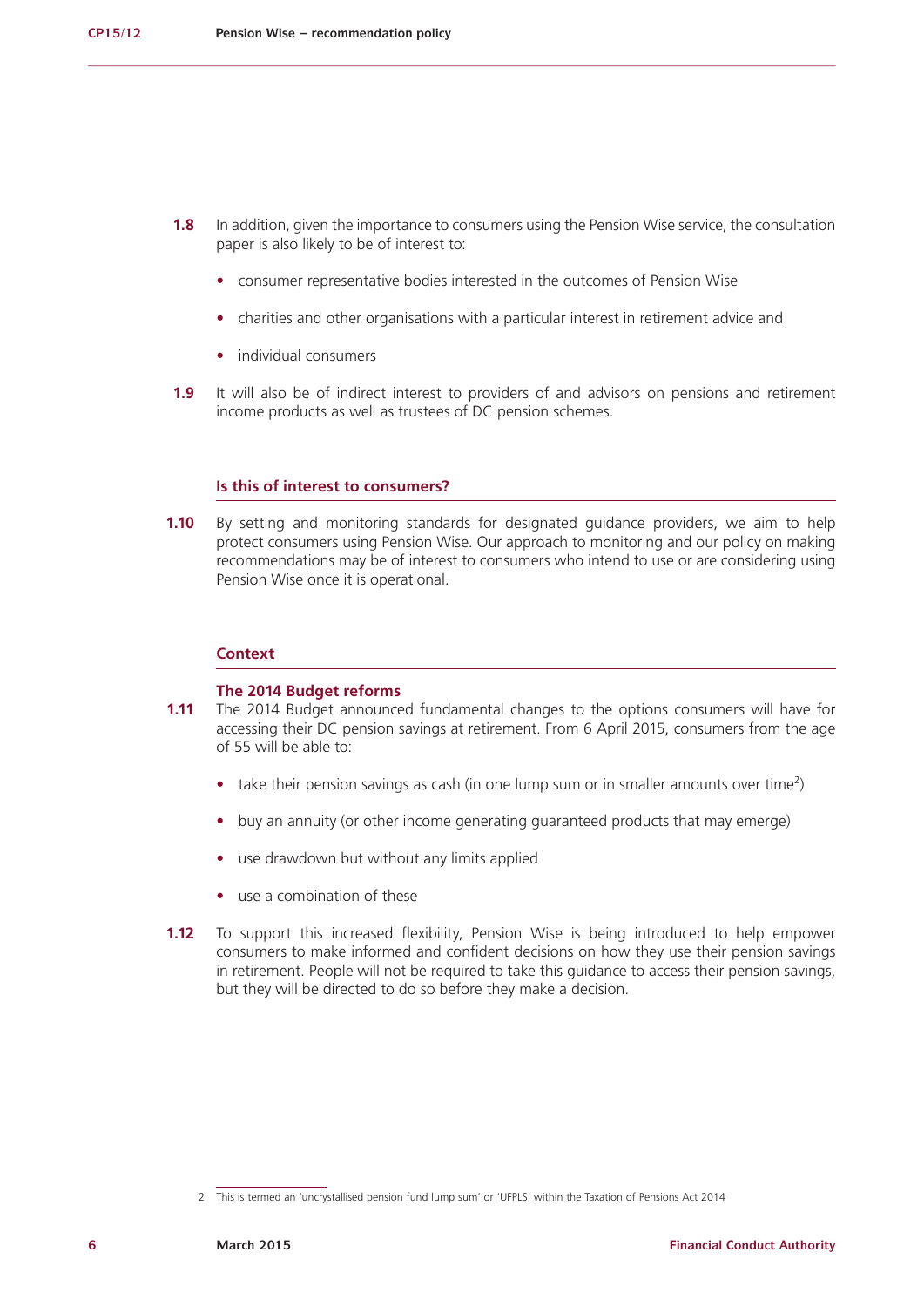**1.8** In addition, given the importance to consumers using the Pension Wise service, the consultation paper is also likely to be of interest to:

- consumer representative bodies interested in the outcomes of Pension Wise
- charities and other organisations with a particular interest in retirement advice and
- individual consumers

**1.9** It will also be of indirect interest to providers of and advisors on pensions and retirement income products as well as trustees of DC pension schemes.

## Is this of interest to consumers?

**1.10** By setting and monitoring standards for designated guidance providers, we aim to help protect consumers using Pension Wise. Our approach to monitoring and our policy on making recommendations may be of interest to consumers who intend to use or are considering using Pension Wise once it is operational.

## Context

### The 2014 Budget reforms

**1.11** The 2014 Budget announced fundamental changes to the options consumers will have for accessing their DC pension savings at retirement. From 6 April 2015, consumers from the age of 55 will be able to:

- take their pension savings as cash (in one lump sum or in smaller amounts over time[2])
- buy an annuity (or other income generating guaranteed products that may emerge)
- use drawdown but without any limits applied
- use a combination of these

**1.12** To support this increased flexibility, Pension Wise is being introduced to help empower consumers to make informed and confident decisions on how they use their pension savings in retirement. People will not be required to take this guidance to access their pension savings, but they will be directed to do so before they make a decision.

---

2 This is termed an 'uncrystallised pension fund lump sum' or 'UFPLS' within the Taxation of Pensions Act 2014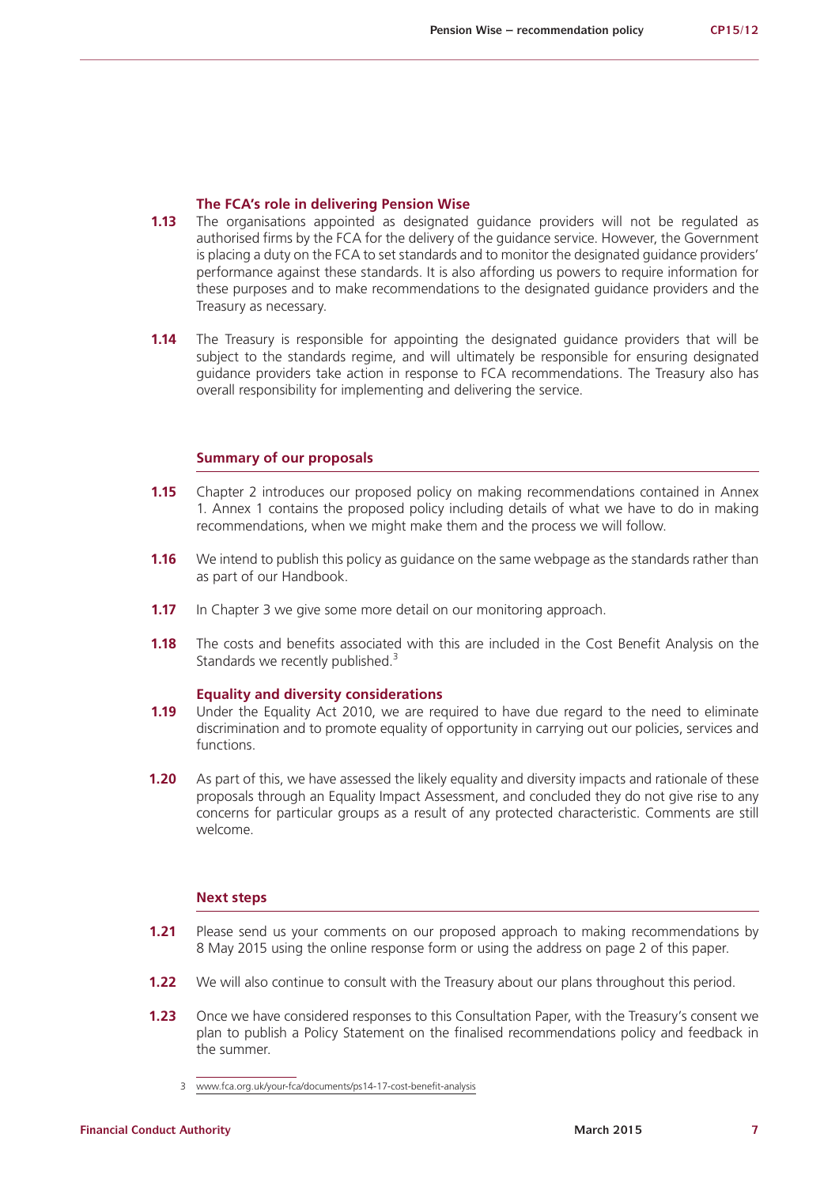### The FCA's role in delivering Pension Wise

**1.13** The organisations appointed as designated guidance providers will not be regulated as authorised firms by the FCA for the delivery of the guidance service. However, the Government is placing a duty on the FCA to set standards and to monitor the designated guidance providers' performance against these standards. It is also affording us powers to require information for these purposes and to make recommendations to the designated guidance providers and the Treasury as necessary.

**1.14** The Treasury is responsible for appointing the designated guidance providers that will be subject to the standards regime, and will ultimately be responsible for ensuring designated guidance providers take action in response to FCA recommendations. The Treasury also has overall responsibility for implementing and delivering the service.

### Summary of our proposals

**1.15** Chapter 2 introduces our proposed policy on making recommendations contained in Annex 1. Annex 1 contains the proposed policy including details of what we have to do in making recommendations, when we might make them and the process we will follow.

**1.16** We intend to publish this policy as guidance on the same webpage as the standards rather than as part of our Handbook.

**1.17** In Chapter 3 we give some more detail on our monitoring approach.

**1.18** The costs and benefits associated with this are included in the Cost Benefit Analysis on the Standards we recently published.[3]

### Equality and diversity considerations

**1.19** Under the Equality Act 2010, we are required to have due regard to the need to eliminate discrimination and to promote equality of opportunity in carrying out our policies, services and functions.

**1.20** As part of this, we have assessed the likely equality and diversity impacts and rationale of these proposals through an Equality Impact Assessment, and concluded they do not give rise to any concerns for particular groups as a result of any protected characteristic. Comments are still welcome.

### Next steps

**1.21** Please send us your comments on our proposed approach to making recommendations by 8 May 2015 using the online response form or using the address on page 2 of this paper.

**1.22** We will also continue to consult with the Treasury about our plans throughout this period.

**1.23** Once we have considered responses to this Consultation Paper, with the Treasury's consent we plan to publish a Policy Statement on the finalised recommendations policy and feedback in the summer.

---

3 www.fca.org.uk/your-fca/documents/ps14-17-cost-benefit-analysis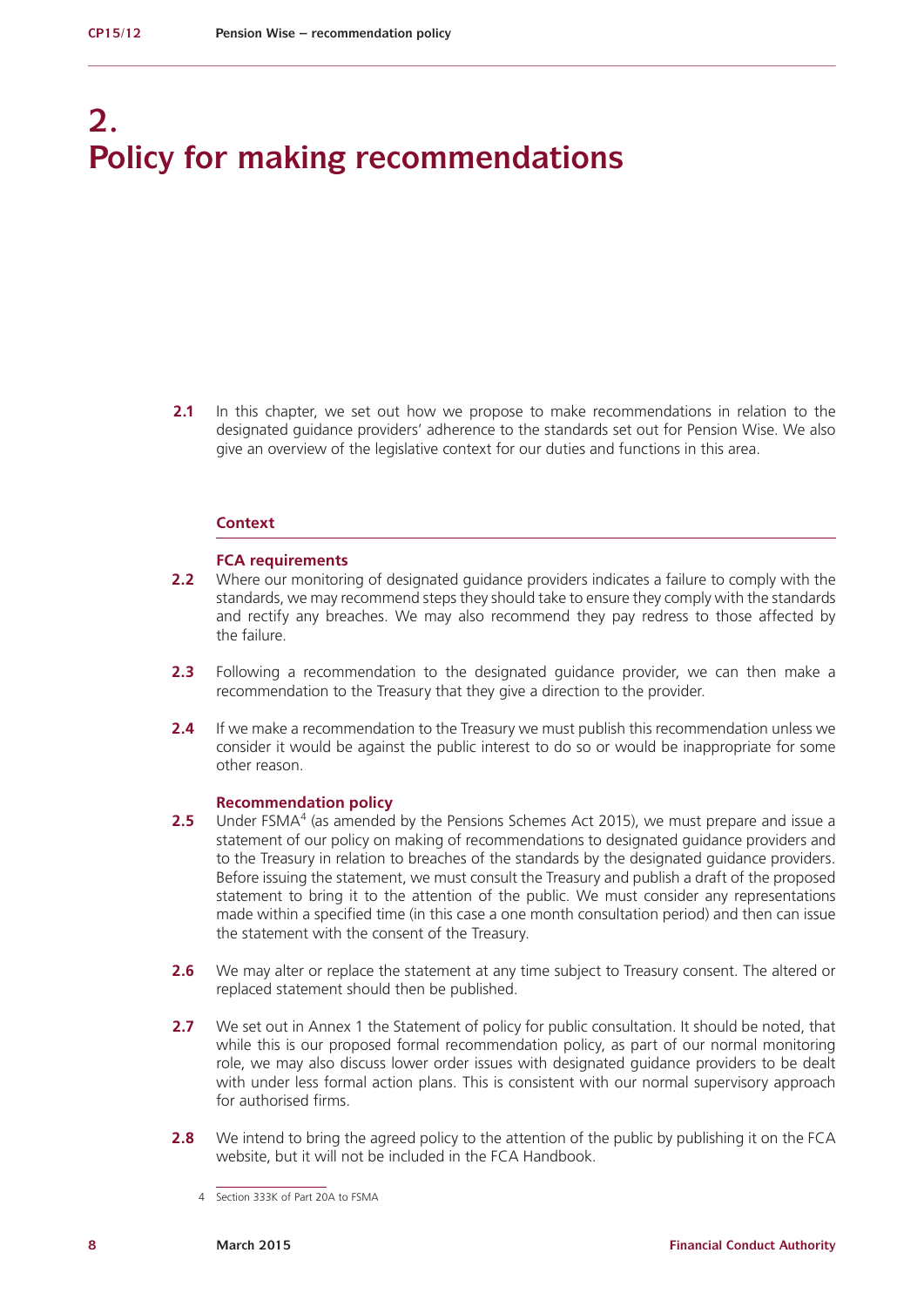# 2. Policy for making recommendations

**2.1** In this chapter, we set out how we propose to make recommendations in relation to the designated guidance providers' adherence to the standards set out for Pension Wise. We also give an overview of the legislative context for our duties and functions in this area.

## Context

### FCA requirements

**2.2** Where our monitoring of designated guidance providers indicates a failure to comply with the standards, we may recommend steps they should take to ensure they comply with the standards and rectify any breaches. We may also recommend they pay redress to those affected by the failure.

**2.3** Following a recommendation to the designated guidance provider, we can then make a recommendation to the Treasury that they give a direction to the provider.

**2.4** If we make a recommendation to the Treasury we must publish this recommendation unless we consider it would be against the public interest to do so or would be inappropriate for some other reason.

### Recommendation policy

**2.5** Under FSMA[4] (as amended by the Pensions Schemes Act 2015), we must prepare and issue a statement of our policy on making of recommendations to designated guidance providers and to the Treasury in relation to breaches of the standards by the designated guidance providers. Before issuing the statement, we must consult the Treasury and publish a draft of the proposed statement to bring it to the attention of the public. We must consider any representations made within a specified time (in this case a one month consultation period) and then can issue the statement with the consent of the Treasury.

**2.6** We may alter or replace the statement at any time subject to Treasury consent. The altered or replaced statement should then be published.

**2.7** We set out in Annex 1 the Statement of policy for public consultation. It should be noted, that while this is our proposed formal recommendation policy, as part of our normal monitoring role, we may also discuss lower order issues with designated guidance providers to be dealt with under less formal action plans. This is consistent with our normal supervisory approach for authorised firms.

**2.8** We intend to bring the agreed policy to the attention of the public by publishing it on the FCA website, but it will not be included in the FCA Handbook.

4 Section 333K of Part 20A to FSMA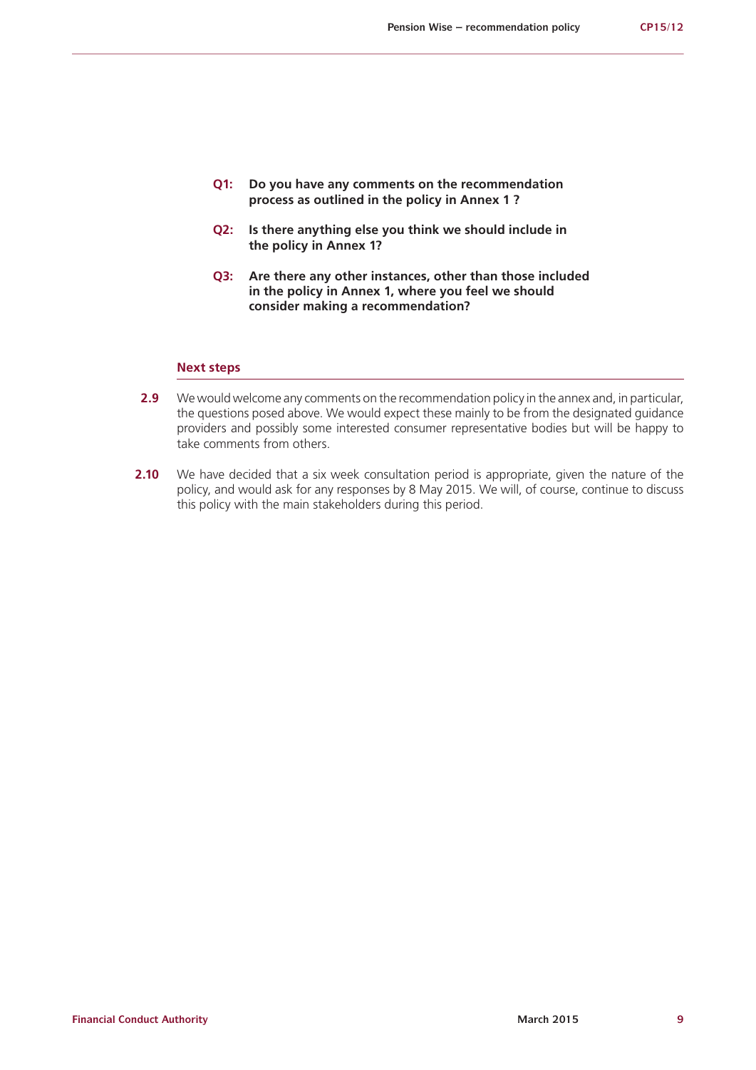**Q1: Do you have any comments on the recommendation process as outlined in the policy in Annex 1 ?**

**Q2: Is there anything else you think we should include in the policy in Annex 1?**

**Q3: Are there any other instances, other than those included in the policy in Annex 1, where you feel we should consider making a recommendation?**

### Next steps

**2.9** We would welcome any comments on the recommendation policy in the annex and, in particular, the questions posed above. We would expect these mainly to be from the designated guidance providers and possibly some interested consumer representative bodies but will be happy to take comments from others.

**2.10** We have decided that a six week consultation period is appropriate, given the nature of the policy, and would ask for any responses by 8 May 2015. We will, of course, continue to discuss this policy with the main stakeholders during this period.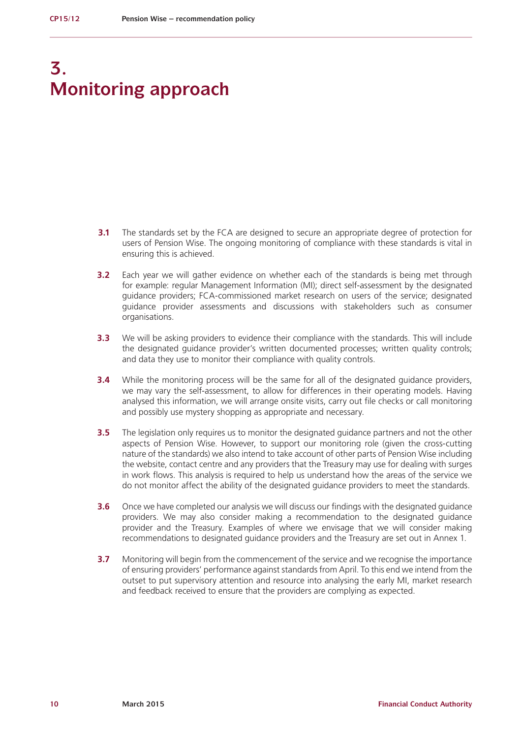# 3. Monitoring approach

**3.1** The standards set by the FCA are designed to secure an appropriate degree of protection for users of Pension Wise. The ongoing monitoring of compliance with these standards is vital in ensuring this is achieved.

**3.2** Each year we will gather evidence on whether each of the standards is being met through for example: regular Management Information (MI); direct self-assessment by the designated guidance providers; FCA-commissioned market research on users of the service; designated guidance provider assessments and discussions with stakeholders such as consumer organisations.

**3.3** We will be asking providers to evidence their compliance with the standards. This will include the designated guidance provider's written documented processes; written quality controls; and data they use to monitor their compliance with quality controls.

**3.4** While the monitoring process will be the same for all of the designated guidance providers, we may vary the self-assessment, to allow for differences in their operating models. Having analysed this information, we will arrange onsite visits, carry out file checks or call monitoring and possibly use mystery shopping as appropriate and necessary.

**3.5** The legislation only requires us to monitor the designated guidance partners and not the other aspects of Pension Wise. However, to support our monitoring role (given the cross-cutting nature of the standards) we also intend to take account of other parts of Pension Wise including the website, contact centre and any providers that the Treasury may use for dealing with surges in work flows. This analysis is required to help us understand how the areas of the service we do not monitor affect the ability of the designated guidance providers to meet the standards.

**3.6** Once we have completed our analysis we will discuss our findings with the designated guidance providers. We may also consider making a recommendation to the designated guidance provider and the Treasury. Examples of where we envisage that we will consider making recommendations to designated guidance providers and the Treasury are set out in Annex 1.

**3.7** Monitoring will begin from the commencement of the service and we recognise the importance of ensuring providers' performance against standards from April. To this end we intend from the outset to put supervisory attention and resource into analysing the early MI, market research and feedback received to ensure that the providers are complying as expected.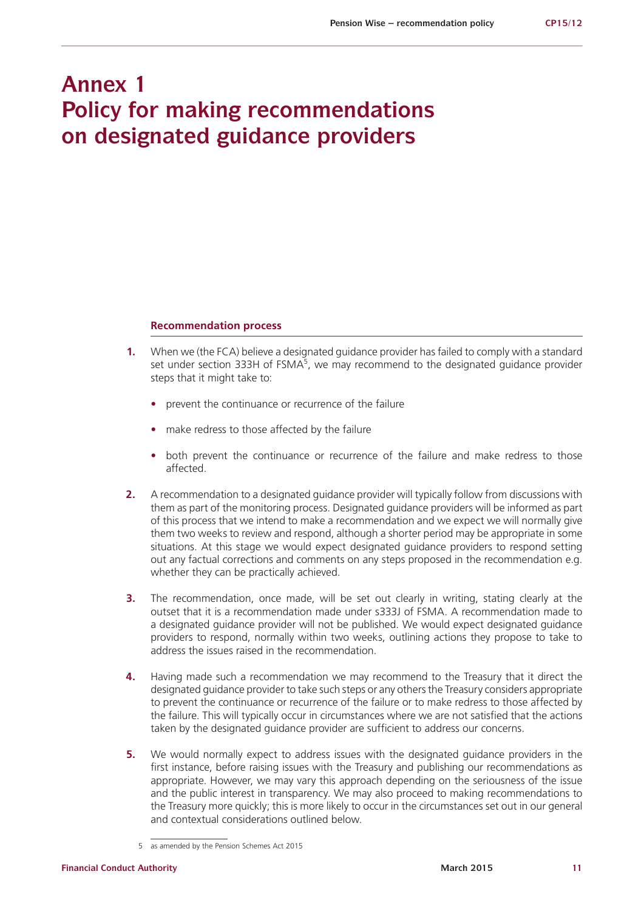# Annex 1
# Policy for making recommendations on designated guidance providers

### Recommendation process

1. When we (the FCA) believe a designated guidance provider has failed to comply with a standard set under section 333H of FSMA[5], we may recommend to the designated guidance provider steps that it might take to:

   - prevent the continuance or recurrence of the failure
   - make redress to those affected by the failure
   - both prevent the continuance or recurrence of the failure and make redress to those affected.

2. A recommendation to a designated guidance provider will typically follow from discussions with them as part of the monitoring process. Designated guidance providers will be informed as part of this process that we intend to make a recommendation and we expect we will normally give them two weeks to review and respond, although a shorter period may be appropriate in some situations. At this stage we would expect designated guidance providers to respond setting out any factual corrections and comments on any steps proposed in the recommendation e.g. whether they can be practically achieved.

3. The recommendation, once made, will be set out clearly in writing, stating clearly at the outset that it is a recommendation made under s333J of FSMA. A recommendation made to a designated guidance provider will not be published. We would expect designated guidance providers to respond, normally within two weeks, outlining actions they propose to take to address the issues raised in the recommendation.

4. Having made such a recommendation we may recommend to the Treasury that it direct the designated guidance provider to take such steps or any others the Treasury considers appropriate to prevent the continuance or recurrence of the failure or to make redress to those affected by the failure. This will typically occur in circumstances where we are not satisfied that the actions taken by the designated guidance provider are sufficient to address our concerns.

5. We would normally expect to address issues with the designated guidance providers in the first instance, before raising issues with the Treasury and publishing our recommendations as appropriate. However, we may vary this approach depending on the seriousness of the issue and the public interest in transparency. We may also proceed to making recommendations to the Treasury more quickly; this is more likely to occur in the circumstances set out in our general and contextual considerations outlined below.

---

5 as amended by the Pension Schemes Act 2015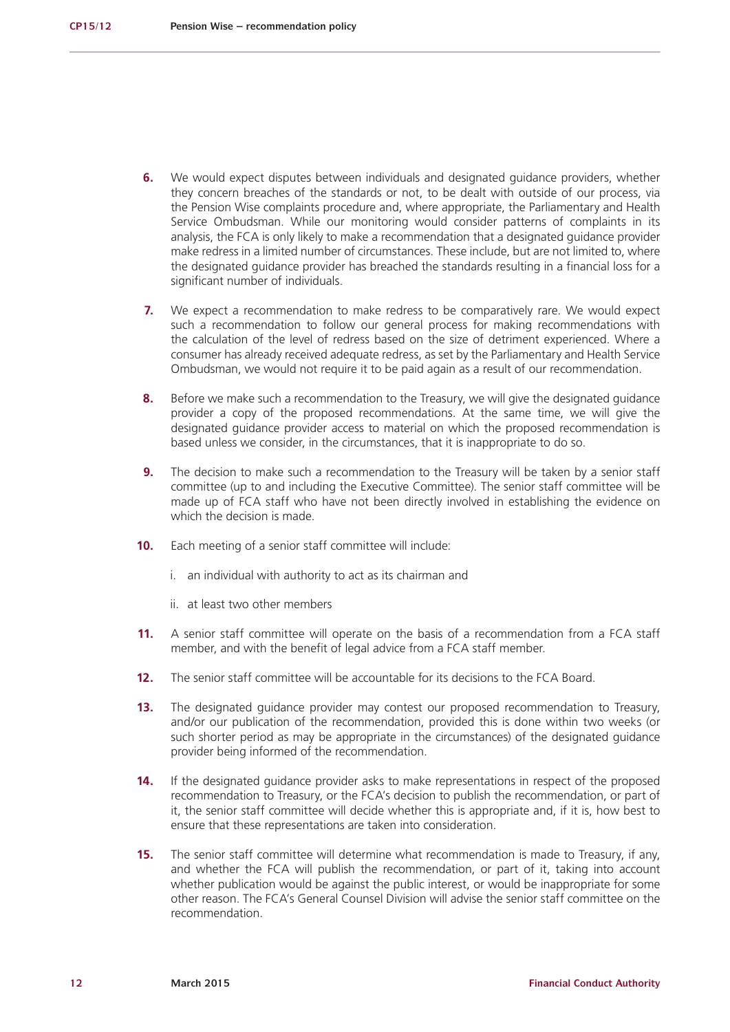6. We would expect disputes between individuals and designated guidance providers, whether they concern breaches of the standards or not, to be dealt with outside of our process, via the Pension Wise complaints procedure and, where appropriate, the Parliamentary and Health Service Ombudsman. While our monitoring would consider patterns of complaints in its analysis, the FCA is only likely to make a recommendation that a designated guidance provider make redress in a limited number of circumstances. These include, but are not limited to, where the designated guidance provider has breached the standards resulting in a financial loss for a significant number of individuals.

7. We expect a recommendation to make redress to be comparatively rare. We would expect such a recommendation to follow our general process for making recommendations with the calculation of the level of redress based on the size of detriment experienced. Where a consumer has already received adequate redress, as set by the Parliamentary and Health Service Ombudsman, we would not require it to be paid again as a result of our recommendation.

8. Before we make such a recommendation to the Treasury, we will give the designated guidance provider a copy of the proposed recommendations. At the same time, we will give the designated guidance provider access to material on which the proposed recommendation is based unless we consider, in the circumstances, that it is inappropriate to do so.

9. The decision to make such a recommendation to the Treasury will be taken by a senior staff committee (up to and including the Executive Committee). The senior staff committee will be made up of FCA staff who have not been directly involved in establishing the evidence on which the decision is made.

10. Each meeting of a senior staff committee will include:

    i. an individual with authority to act as its chairman and

    ii. at least two other members

11. A senior staff committee will operate on the basis of a recommendation from a FCA staff member, and with the benefit of legal advice from a FCA staff member.

12. The senior staff committee will be accountable for its decisions to the FCA Board.

13. The designated guidance provider may contest our proposed recommendation to Treasury, and/or our publication of the recommendation, provided this is done within two weeks (or such shorter period as may be appropriate in the circumstances) of the designated guidance provider being informed of the recommendation.

14. If the designated guidance provider asks to make representations in respect of the proposed recommendation to Treasury, or the FCA's decision to publish the recommendation, or part of it, the senior staff committee will decide whether this is appropriate and, if it is, how best to ensure that these representations are taken into consideration.

15. The senior staff committee will determine what recommendation is made to Treasury, if any, and whether the FCA will publish the recommendation, or part of it, taking into account whether publication would be against the public interest, or would be inappropriate for some other reason. The FCA's General Counsel Division will advise the senior staff committee on the recommendation.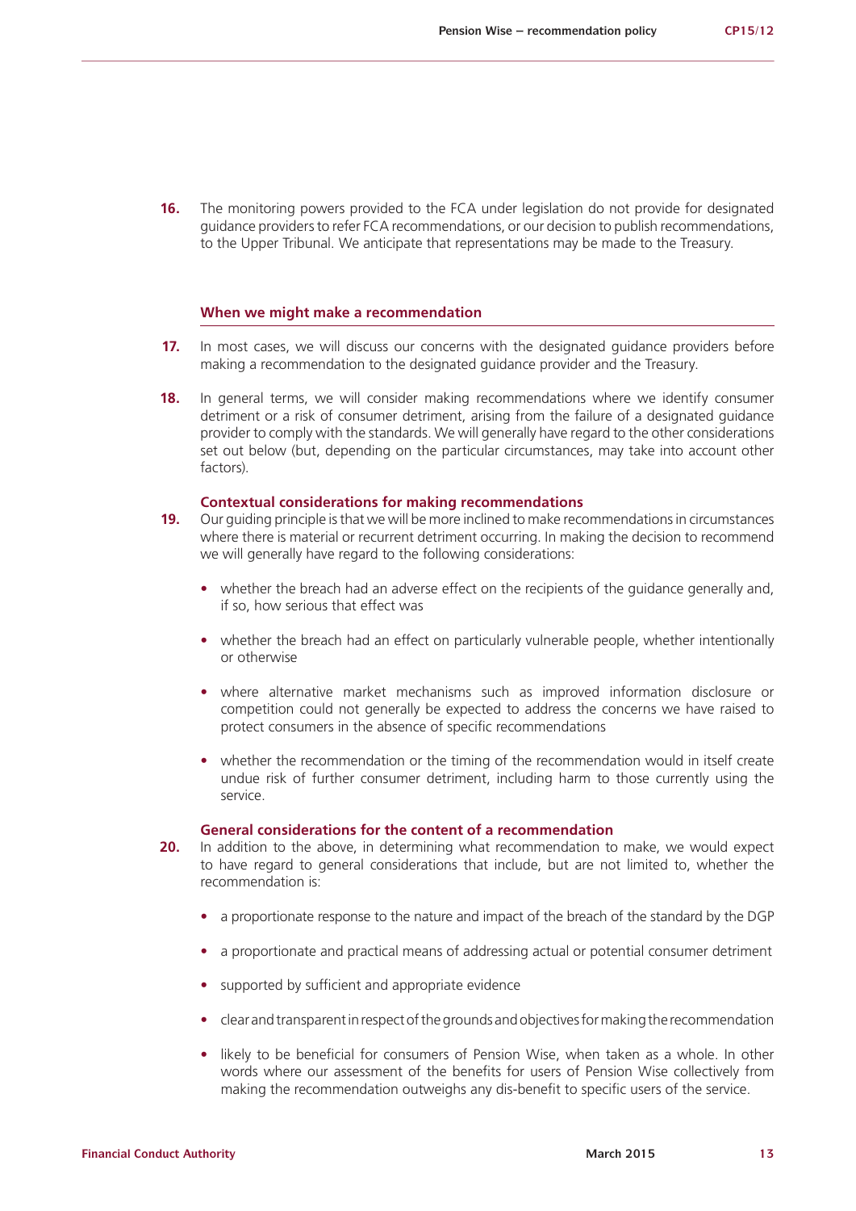**16.** The monitoring powers provided to the FCA under legislation do not provide for designated guidance providers to refer FCA recommendations, or our decision to publish recommendations, to the Upper Tribunal. We anticipate that representations may be made to the Treasury.

### When we might make a recommendation

**17.** In most cases, we will discuss our concerns with the designated guidance providers before making a recommendation to the designated guidance provider and the Treasury.

**18.** In general terms, we will consider making recommendations where we identify consumer detriment or a risk of consumer detriment, arising from the failure of a designated guidance provider to comply with the standards. We will generally have regard to the other considerations set out below (but, depending on the particular circumstances, may take into account other factors).

#### Contextual considerations for making recommendations

**19.** Our guiding principle is that we will be more inclined to make recommendations in circumstances where there is material or recurrent detriment occurring. In making the decision to recommend we will generally have regard to the following considerations:

- whether the breach had an adverse effect on the recipients of the guidance generally and, if so, how serious that effect was
- whether the breach had an effect on particularly vulnerable people, whether intentionally or otherwise
- where alternative market mechanisms such as improved information disclosure or competition could not generally be expected to address the concerns we have raised to protect consumers in the absence of specific recommendations
- whether the recommendation or the timing of the recommendation would in itself create undue risk of further consumer detriment, including harm to those currently using the service.

#### General considerations for the content of a recommendation

**20.** In addition to the above, in determining what recommendation to make, we would expect to have regard to general considerations that include, but are not limited to, whether the recommendation is:

- a proportionate response to the nature and impact of the breach of the standard by the DGP
- a proportionate and practical means of addressing actual or potential consumer detriment
- supported by sufficient and appropriate evidence
- clear and transparent in respect of the grounds and objectives for making the recommendation
- likely to be beneficial for consumers of Pension Wise, when taken as a whole. In other words where our assessment of the benefits for users of Pension Wise collectively from making the recommendation outweighs any dis-benefit to specific users of the service.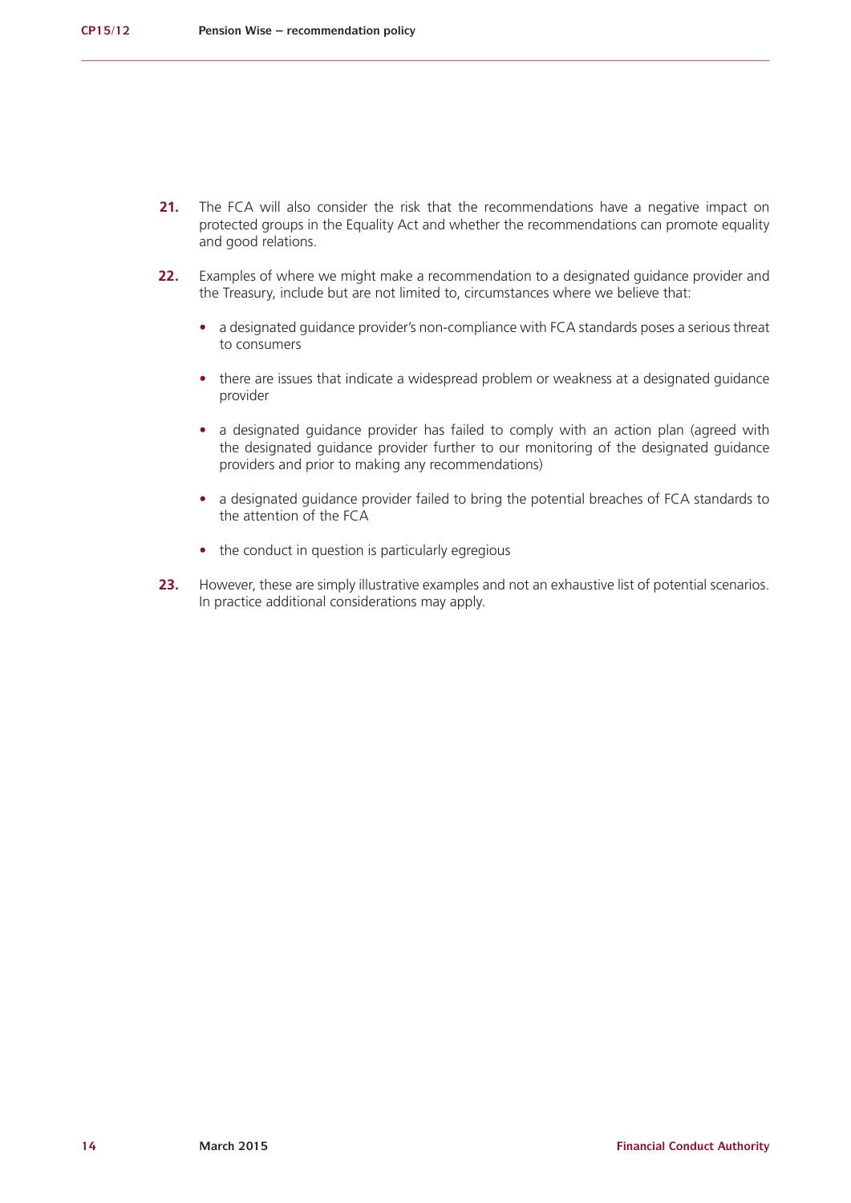21. The FCA will also consider the risk that the recommendations have a negative impact on protected groups in the Equality Act and whether the recommendations can promote equality and good relations.

22. Examples of where we might make a recommendation to a designated guidance provider and the Treasury, include but are not limited to, circumstances where we believe that:

    - a designated guidance provider's non-compliance with FCA standards poses a serious threat to consumers
    - there are issues that indicate a widespread problem or weakness at a designated guidance provider
    - a designated guidance provider has failed to comply with an action plan (agreed with the designated guidance provider further to our monitoring of the designated guidance providers and prior to making any recommendations)
    - a designated guidance provider failed to bring the potential breaches of FCA standards to the attention of the FCA
    - the conduct in question is particularly egregious

23. However, these are simply illustrative examples and not an exhaustive list of potential scenarios. In practice additional considerations may apply.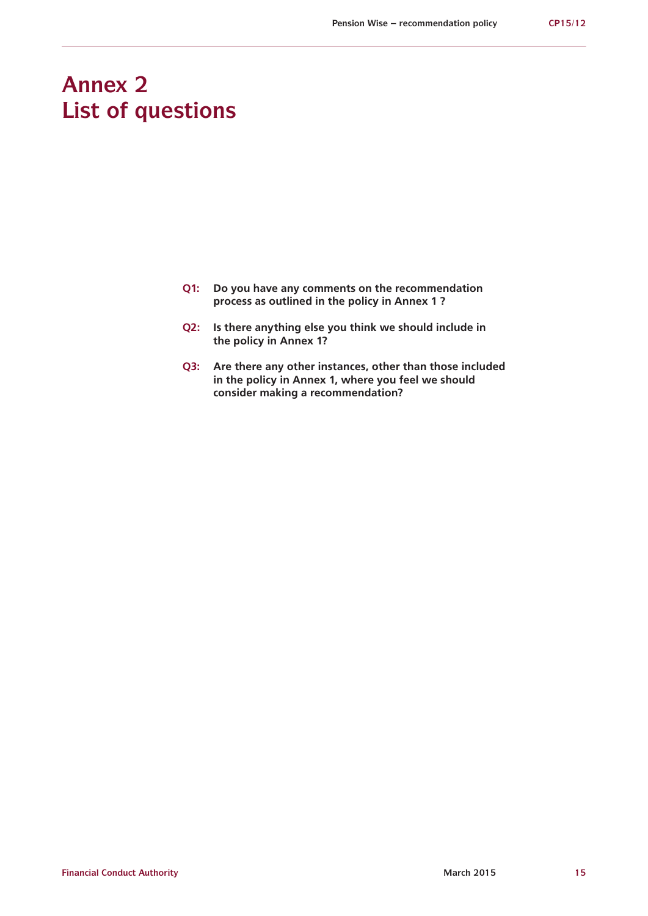# Annex 2
# List of questions

**Q1:** **Do you have any comments on the recommendation process as outlined in the policy in Annex 1 ?**

**Q2:** **Is there anything else you think we should include in the policy in Annex 1?**

**Q3:** **Are there any other instances, other than those included in the policy in Annex 1, where you feel we should consider making a recommendation?**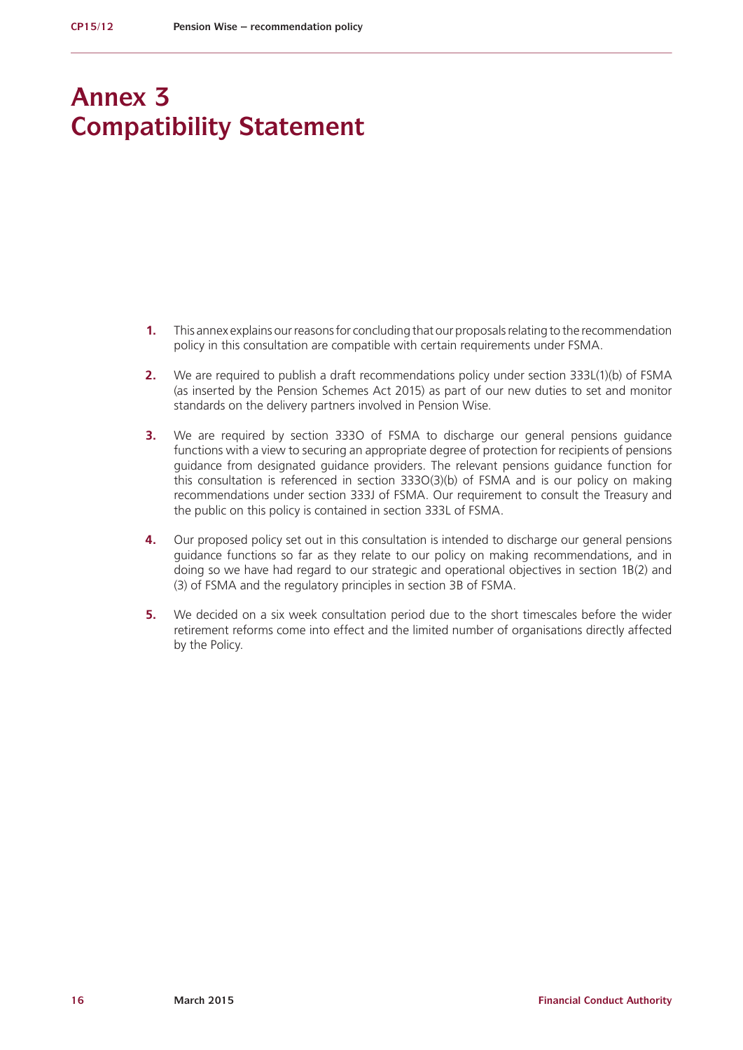# Annex 3
# Compatibility Statement

1. This annex explains our reasons for concluding that our proposals relating to the recommendation policy in this consultation are compatible with certain requirements under FSMA.

2. We are required to publish a draft recommendations policy under section 333L(1)(b) of FSMA (as inserted by the Pension Schemes Act 2015) as part of our new duties to set and monitor standards on the delivery partners involved in Pension Wise.

3. We are required by section 333O of FSMA to discharge our general pensions guidance functions with a view to securing an appropriate degree of protection for recipients of pensions guidance from designated guidance providers. The relevant pensions guidance function for this consultation is referenced in section 333O(3)(b) of FSMA and is our policy on making recommendations under section 333J of FSMA. Our requirement to consult the Treasury and the public on this policy is contained in section 333L of FSMA.

4. Our proposed policy set out in this consultation is intended to discharge our general pensions guidance functions so far as they relate to our policy on making recommendations, and in doing so we have had regard to our strategic and operational objectives in section 1B(2) and (3) of FSMA and the regulatory principles in section 3B of FSMA.

5. We decided on a six week consultation period due to the short timescales before the wider retirement reforms come into effect and the limited number of organisations directly affected by the Policy.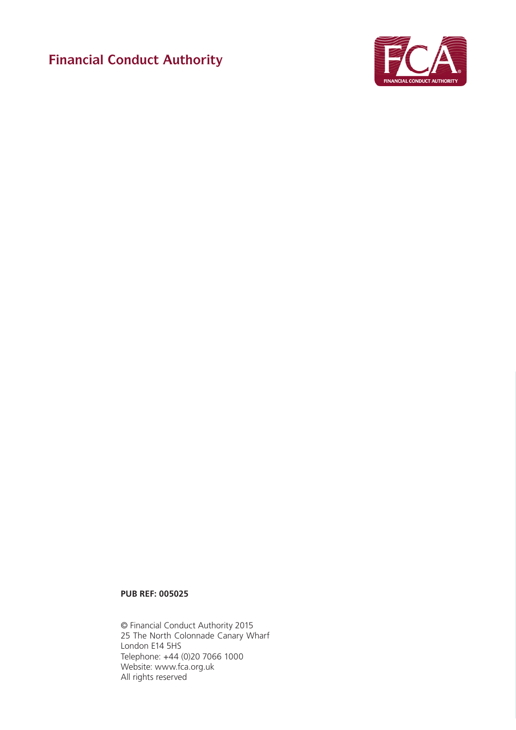**Financial Conduct Authority**

**PUB REF: 005025**

© Financial Conduct Authority 2015
25 The North Colonnade Canary Wharf
London E14 5HS
Telephone: +44 (0)20 7066 1000
Website: www.fca.org.uk
All rights reserved